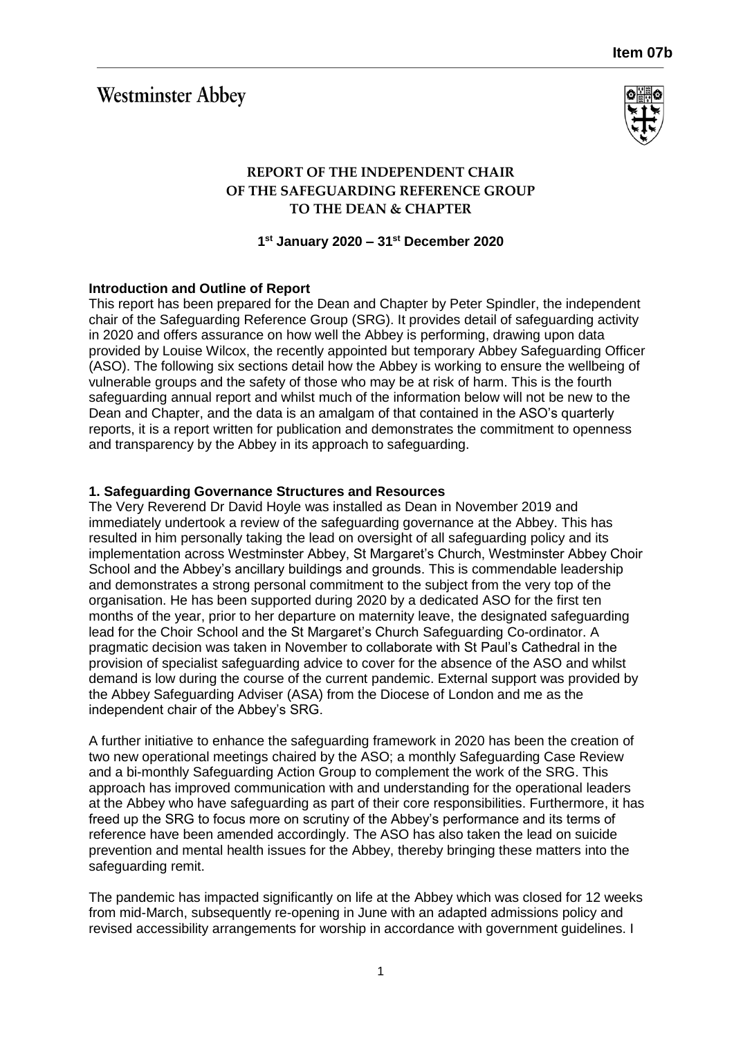Item 07b

Westminster Abbey

**REPORT OF THE INDEPENDENT CHAIR OF THE SAFEGUARDING REFERENCE GROUP TO THE DEAN & CHAPTER**

**1st January 2020 – 31st December 2020**

**Introduction and Outline of Report**

This report has been prepared for the Dean and Chapter by Peter Spindler, the independent chair of the Safeguarding Reference Group (SRG). It provides detail of safeguarding activity in 2020 and offers assurance on how well the Abbey is performing, drawing upon data provided by Louise Wilcox, the recently appointed but temporary Abbey Safeguarding Officer (ASO). The following six sections detail how the Abbey is working to ensure the wellbeing of vulnerable groups and the safety of those who may be at risk of harm. This is the fourth safeguarding annual report and whilst much of the information below will not be new to the Dean and Chapter, and the data is an amalgam of that contained in the ASO's quarterly reports, it is a report written for publication and demonstrates the commitment to openness and transparency by the Abbey in its approach to safeguarding.

**1. Safeguarding Governance Structures and Resources**

The Very Reverend Dr David Hoyle was installed as Dean in November 2019 and immediately undertook a review of the safeguarding governance at the Abbey. This has resulted in him personally taking the lead on oversight of all safeguarding policy and its implementation across Westminster Abbey, St Margaret's Church, Westminster Abbey Choir School and the Abbey's ancillary buildings and grounds. This is commendable leadership and demonstrates a strong personal commitment to the subject from the very top of the organisation. He has been supported during 2020 by a dedicated ASO for the first ten months of the year, prior to her departure on maternity leave, the designated safeguarding lead for the Choir School and the St Margaret's Church Safeguarding Co-ordinator. A pragmatic decision was taken in November to collaborate with St Paul's Cathedral in the provision of specialist safeguarding advice to cover for the absence of the ASO and whilst demand is low during the course of the current pandemic. External support was provided by the Abbey Safeguarding Adviser (ASA) from the Diocese of London and me as the independent chair of the Abbey's SRG.

A further initiative to enhance the safeguarding framework in 2020 has been the creation of two new operational meetings chaired by the ASO; a monthly Safeguarding Case Review and a bi-monthly Safeguarding Action Group to complement the work of the SRG. This approach has improved communication with and understanding for the operational leaders at the Abbey who have safeguarding as part of their core responsibilities. Furthermore, it has freed up the SRG to focus more on scrutiny of the Abbey's performance and its terms of reference have been amended accordingly. The ASO has also taken the lead on suicide prevention and mental health issues for the Abbey, thereby bringing these matters into the safeguarding remit.

The pandemic has impacted significantly on life at the Abbey which was closed for 12 weeks from mid-March, subsequently re-opening in June with an adapted admissions policy and revised accessibility arrangements for worship in accordance with government guidelines. I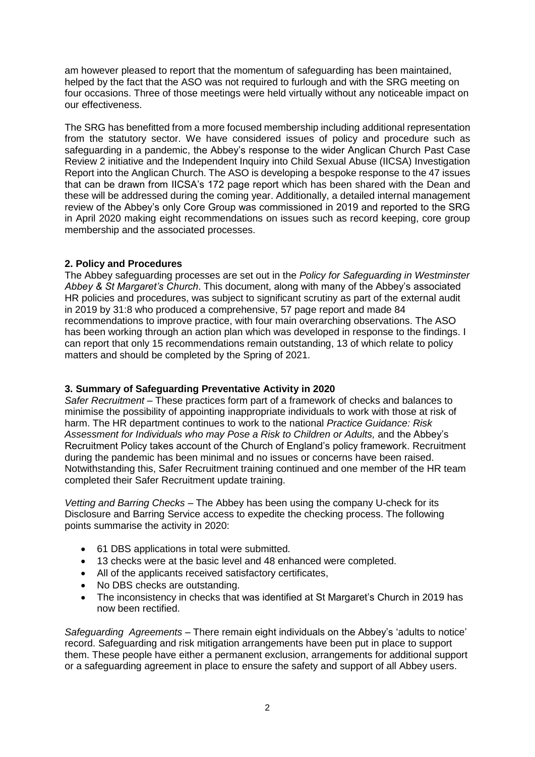am however pleased to report that the momentum of safeguarding has been maintained, helped by the fact that the ASO was not required to furlough and with the SRG meeting on four occasions. Three of those meetings were held virtually without any noticeable impact on our effectiveness.

The SRG has benefitted from a more focused membership including additional representation from the statutory sector. We have considered issues of policy and procedure such as safeguarding in a pandemic, the Abbey's response to the wider Anglican Church Past Case Review 2 initiative and the Independent Inquiry into Child Sexual Abuse (IICSA) Investigation Report into the Anglican Church. The ASO is developing a bespoke response to the 47 issues that can be drawn from IICSA's 172 page report which has been shared with the Dean and these will be addressed during the coming year. Additionally, a detailed internal management review of the Abbey's only Core Group was commissioned in 2019 and reported to the SRG in April 2020 making eight recommendations on issues such as record keeping, core group membership and the associated processes.

## 2. Policy and Procedures

The Abbey safeguarding processes are set out in the *Policy for Safeguarding in Westminster Abbey & St Margaret's Church*. This document, along with many of the Abbey's associated HR policies and procedures, was subject to significant scrutiny as part of the external audit in 2019 by 31:8 who produced a comprehensive, 57 page report and made 84 recommendations to improve practice, with four main overarching observations. The ASO has been working through an action plan which was developed in response to the findings. I can report that only 15 recommendations remain outstanding, 13 of which relate to policy matters and should be completed by the Spring of 2021.

## 3. Summary of Safeguarding Preventative Activity in 2020

*Safer Recruitment* – These practices form part of a framework of checks and balances to minimise the possibility of appointing inappropriate individuals to work with those at risk of harm. The HR department continues to work to the national *Practice Guidance: Risk Assessment for Individuals who may Pose a Risk to Children or Adults,* and the Abbey's Recruitment Policy takes account of the Church of England's policy framework. Recruitment during the pandemic has been minimal and no issues or concerns have been raised. Notwithstanding this, Safer Recruitment training continued and one member of the HR team completed their Safer Recruitment update training.

*Vetting and Barring Checks* – The Abbey has been using the company U-check for its Disclosure and Barring Service access to expedite the checking process. The following points summarise the activity in 2020:

- 61 DBS applications in total were submitted.
- 13 checks were at the basic level and 48 enhanced were completed.
- All of the applicants received satisfactory certificates,
- No DBS checks are outstanding.
- The inconsistency in checks that was identified at St Margaret's Church in 2019 has now been rectified.

*Safeguarding Agreements* – There remain eight individuals on the Abbey's 'adults to notice' record. Safeguarding and risk mitigation arrangements have been put in place to support them. These people have either a permanent exclusion, arrangements for additional support or a safeguarding agreement in place to ensure the safety and support of all Abbey users.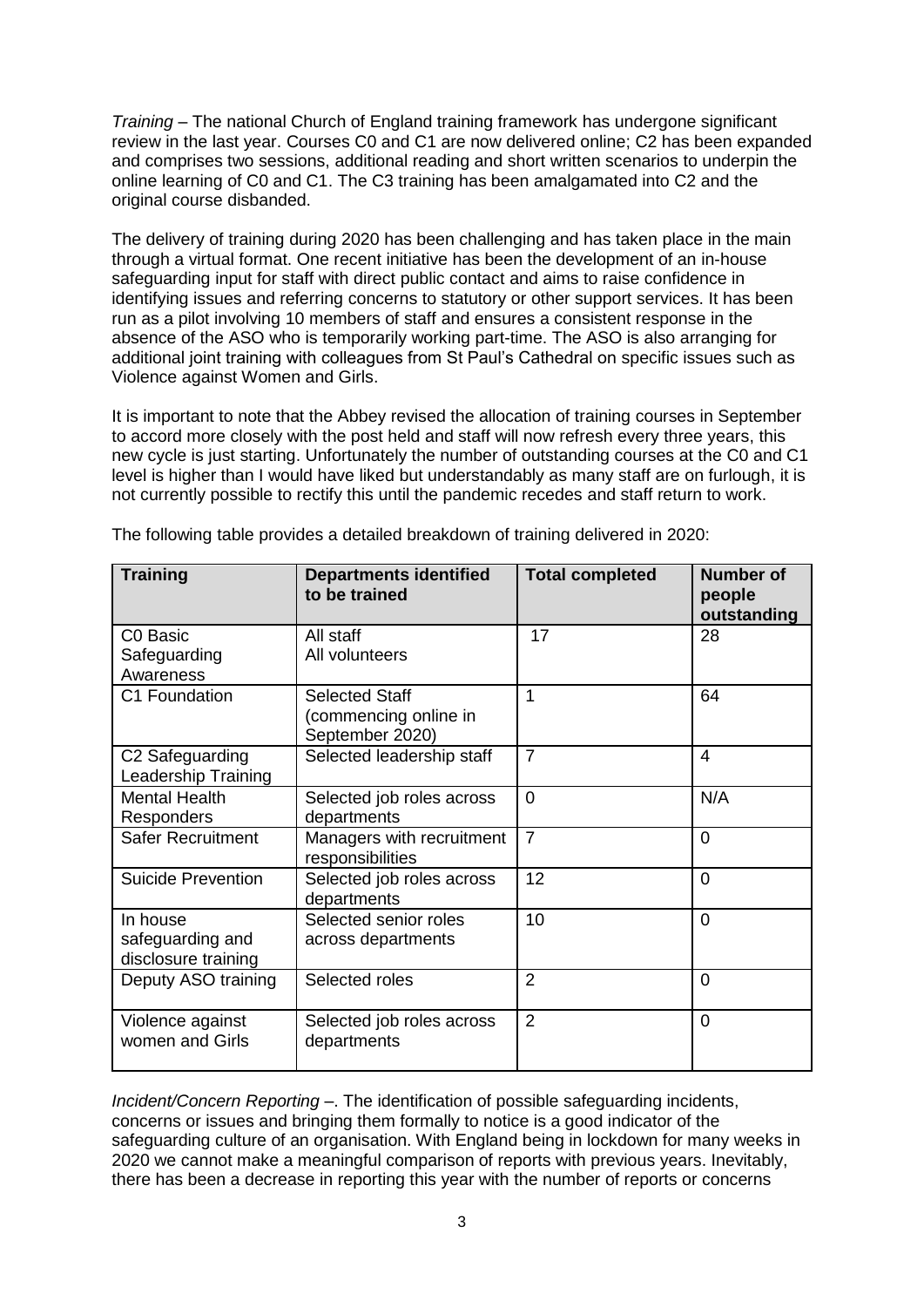*Training* – The national Church of England training framework has undergone significant review in the last year. Courses C0 and C1 are now delivered online; C2 has been expanded and comprises two sessions, additional reading and short written scenarios to underpin the online learning of C0 and C1. The C3 training has been amalgamated into C2 and the original course disbanded.

The delivery of training during 2020 has been challenging and has taken place in the main through a virtual format. One recent initiative has been the development of an in-house safeguarding input for staff with direct public contact and aims to raise confidence in identifying issues and referring concerns to statutory or other support services. It has been run as a pilot involving 10 members of staff and ensures a consistent response in the absence of the ASO who is temporarily working part-time. The ASO is also arranging for additional joint training with colleagues from St Paul's Cathedral on specific issues such as Violence against Women and Girls.

It is important to note that the Abbey revised the allocation of training courses in September to accord more closely with the post held and staff will now refresh every three years, this new cycle is just starting. Unfortunately the number of outstanding courses at the C0 and C1 level is higher than I would have liked but understandably as many staff are on furlough, it is not currently possible to rectify this until the pandemic recedes and staff return to work.

The following table provides a detailed breakdown of training delivered in 2020:

| Training | Departments identified to be trained | Total completed | Number of people outstanding |
|---|---|---|---|
| C0 Basic Safeguarding Awareness | All staff<br>All volunteers | 17 | 28 |
| C1 Foundation | Selected Staff (commencing online in September 2020) | 1 | 64 |
| C2 Safeguarding Leadership Training | Selected leadership staff | 7 | 4 |
| Mental Health Responders | Selected job roles across departments | 0 | N/A |
| Safer Recruitment | Managers with recruitment responsibilities | 7 | 0 |
| Suicide Prevention | Selected job roles across departments | 12 | 0 |
| In house safeguarding and disclosure training | Selected senior roles across departments | 10 | 0 |
| Deputy ASO training | Selected roles | 2 | 0 |
| Violence against women and Girls | Selected job roles across departments | 2 | 0 |

*Incident/Concern Reporting* –. The identification of possible safeguarding incidents, concerns or issues and bringing them formally to notice is a good indicator of the safeguarding culture of an organisation. With England being in lockdown for many weeks in 2020 we cannot make a meaningful comparison of reports with previous years. Inevitably, there has been a decrease in reporting this year with the number of reports or concerns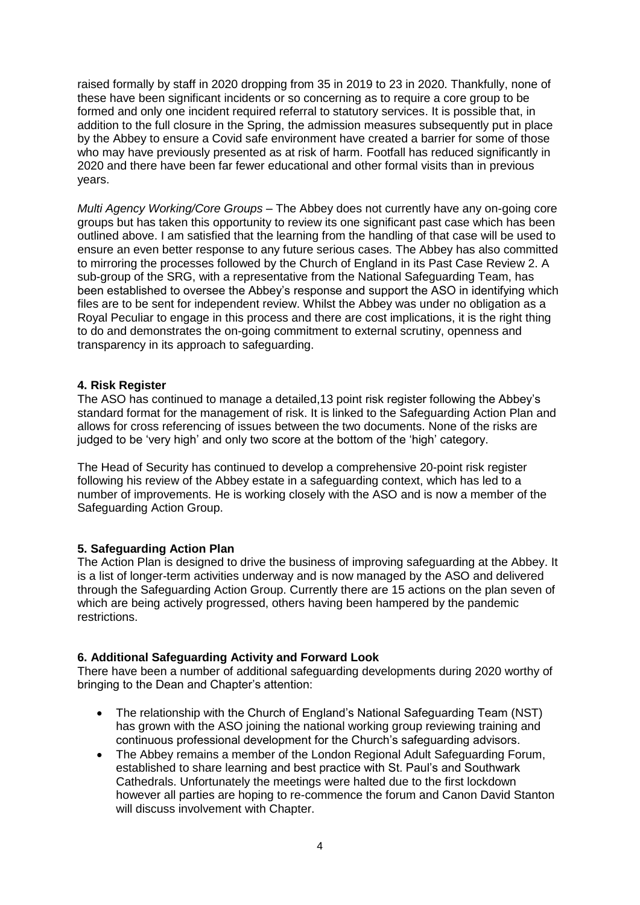raised formally by staff in 2020 dropping from 35 in 2019 to 23 in 2020. Thankfully, none of these have been significant incidents or so concerning as to require a core group to be formed and only one incident required referral to statutory services. It is possible that, in addition to the full closure in the Spring, the admission measures subsequently put in place by the Abbey to ensure a Covid safe environment have created a barrier for some of those who may have previously presented as at risk of harm. Footfall has reduced significantly in 2020 and there have been far fewer educational and other formal visits than in previous years.

*Multi Agency Working/Core Groups* – The Abbey does not currently have any on-going core groups but has taken this opportunity to review its one significant past case which has been outlined above. I am satisfied that the learning from the handling of that case will be used to ensure an even better response to any future serious cases. The Abbey has also committed to mirroring the processes followed by the Church of England in its Past Case Review 2. A sub-group of the SRG, with a representative from the National Safeguarding Team, has been established to oversee the Abbey's response and support the ASO in identifying which files are to be sent for independent review. Whilst the Abbey was under no obligation as a Royal Peculiar to engage in this process and there are cost implications, it is the right thing to do and demonstrates the on-going commitment to external scrutiny, openness and transparency in its approach to safeguarding.

## 4. Risk Register

The ASO has continued to manage a detailed,13 point risk register following the Abbey's standard format for the management of risk. It is linked to the Safeguarding Action Plan and allows for cross referencing of issues between the two documents. None of the risks are judged to be 'very high' and only two score at the bottom of the 'high' category.

The Head of Security has continued to develop a comprehensive 20-point risk register following his review of the Abbey estate in a safeguarding context, which has led to a number of improvements. He is working closely with the ASO and is now a member of the Safeguarding Action Group.

## 5. Safeguarding Action Plan

The Action Plan is designed to drive the business of improving safeguarding at the Abbey. It is a list of longer-term activities underway and is now managed by the ASO and delivered through the Safeguarding Action Group. Currently there are 15 actions on the plan seven of which are being actively progressed, others having been hampered by the pandemic restrictions.

## 6. Additional Safeguarding Activity and Forward Look

There have been a number of additional safeguarding developments during 2020 worthy of bringing to the Dean and Chapter's attention:

- The relationship with the Church of England's National Safeguarding Team (NST) has grown with the ASO joining the national working group reviewing training and continuous professional development for the Church's safeguarding advisors.
- The Abbey remains a member of the London Regional Adult Safeguarding Forum, established to share learning and best practice with St. Paul's and Southwark Cathedrals. Unfortunately the meetings were halted due to the first lockdown however all parties are hoping to re-commence the forum and Canon David Stanton will discuss involvement with Chapter.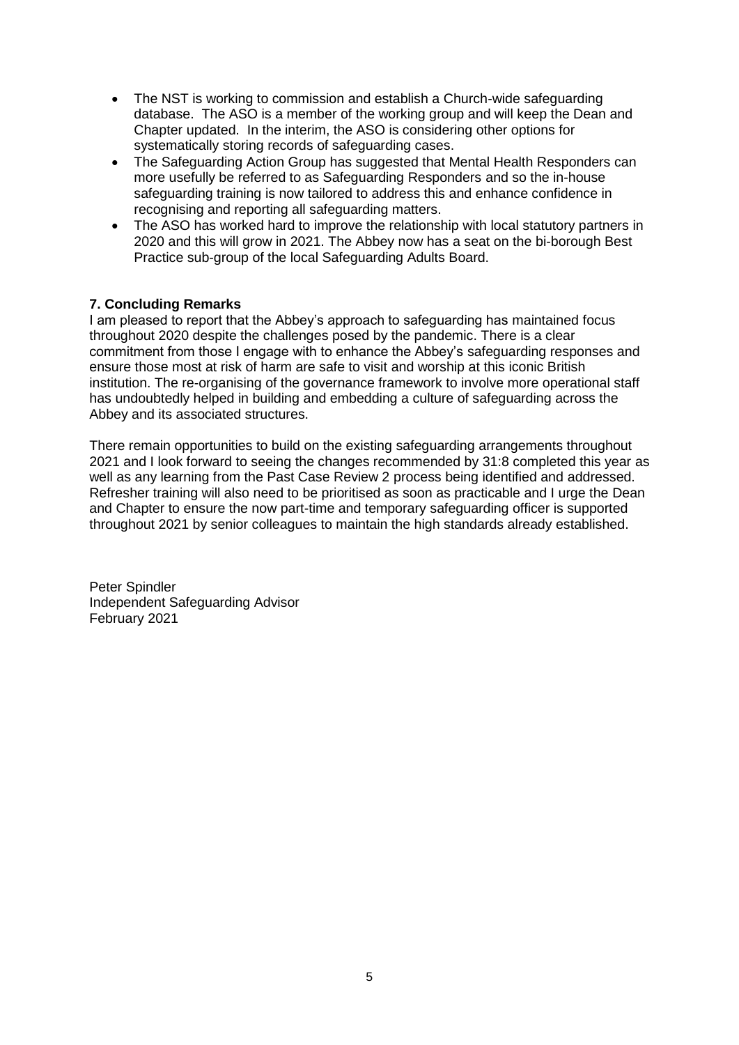- The NST is working to commission and establish a Church-wide safeguarding database. The ASO is a member of the working group and will keep the Dean and Chapter updated. In the interim, the ASO is considering other options for systematically storing records of safeguarding cases.
- The Safeguarding Action Group has suggested that Mental Health Responders can more usefully be referred to as Safeguarding Responders and so the in-house safeguarding training is now tailored to address this and enhance confidence in recognising and reporting all safeguarding matters.
- The ASO has worked hard to improve the relationship with local statutory partners in 2020 and this will grow in 2021. The Abbey now has a seat on the bi-borough Best Practice sub-group of the local Safeguarding Adults Board.

## 7. Concluding Remarks

I am pleased to report that the Abbey's approach to safeguarding has maintained focus throughout 2020 despite the challenges posed by the pandemic. There is a clear commitment from those I engage with to enhance the Abbey's safeguarding responses and ensure those most at risk of harm are safe to visit and worship at this iconic British institution. The re-organising of the governance framework to involve more operational staff has undoubtedly helped in building and embedding a culture of safeguarding across the Abbey and its associated structures.

There remain opportunities to build on the existing safeguarding arrangements throughout 2021 and I look forward to seeing the changes recommended by 31:8 completed this year as well as any learning from the Past Case Review 2 process being identified and addressed. Refresher training will also need to be prioritised as soon as practicable and I urge the Dean and Chapter to ensure the now part-time and temporary safeguarding officer is supported throughout 2021 by senior colleagues to maintain the high standards already established.

Peter Spindler
Independent Safeguarding Advisor
February 2021